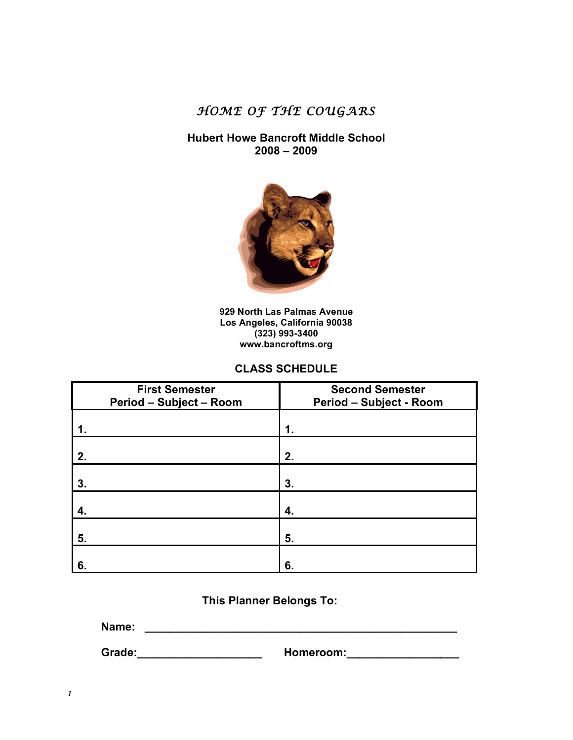# *HOME OF THE COUGARS*

**Hubert Howe Bancroft Middle School**
**2008 – 2009**

**929 North Las Palmas Avenue**
**Los Angeles, California 90038**
**(323) 993-3400**
**www.bancroftms.org**

## CLASS SCHEDULE

| First Semester<br>Period – Subject – Room | Second Semester<br>Period – Subject - Room |
|---|---|
| 1. | 1. |
| 2. | 2. |
| 3. | 3. |
| 4. | 4. |
| 5. | 5. |
| 6. | 6. |

**This Planner Belongs To:**

**Name:** ____________________________________________________

**Grade:**____________________ **Homeroom:**__________________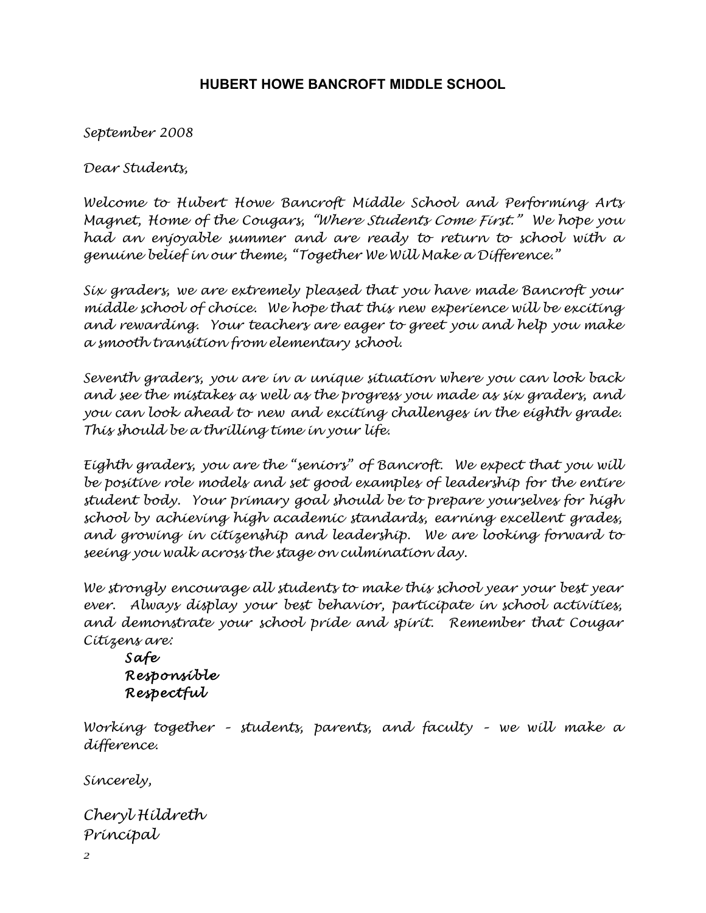# HUBERT HOWE BANCROFT MIDDLE SCHOOL

*September 2008*

*Dear Students,*

*Welcome to Hubert Howe Bancroft Middle School and Performing Arts Magnet, Home of the Cougars, "Where Students Come First." We hope you had an enjoyable summer and are ready to return to school with a genuine belief in our theme, "Together We Will Make a Difference."*

*Six graders, we are extremely pleased that you have made Bancroft your middle school of choice. We hope that this new experience will be exciting and rewarding. Your teachers are eager to greet you and help you make a smooth transition from elementary school.*

*Seventh graders, you are in a unique situation where you can look back and see the mistakes as well as the progress you made as six graders, and you can look ahead to new and exciting challenges in the eighth grade. This should be a thrilling time in your life.*

*Eighth graders, you are the "seniors" of Bancroft. We expect that you will be positive role models and set good examples of leadership for the entire student body. Your primary goal should be to prepare yourselves for high school by achieving high academic standards, earning excellent grades, and growing in citizenship and leadership. We are looking forward to seeing you walk across the stage on culmination day.*

*We strongly encourage all students to make this school year your best year ever. Always display your best behavior, participate in school activities, and demonstrate your school pride and spirit. Remember that Cougar Citizens are:*

***Safe***
***Responsible***
***Respectful***

*Working together – students, parents, and faculty – we will make a difference.*

*Sincerely,*

*Cheryl Hildreth*
*Principal*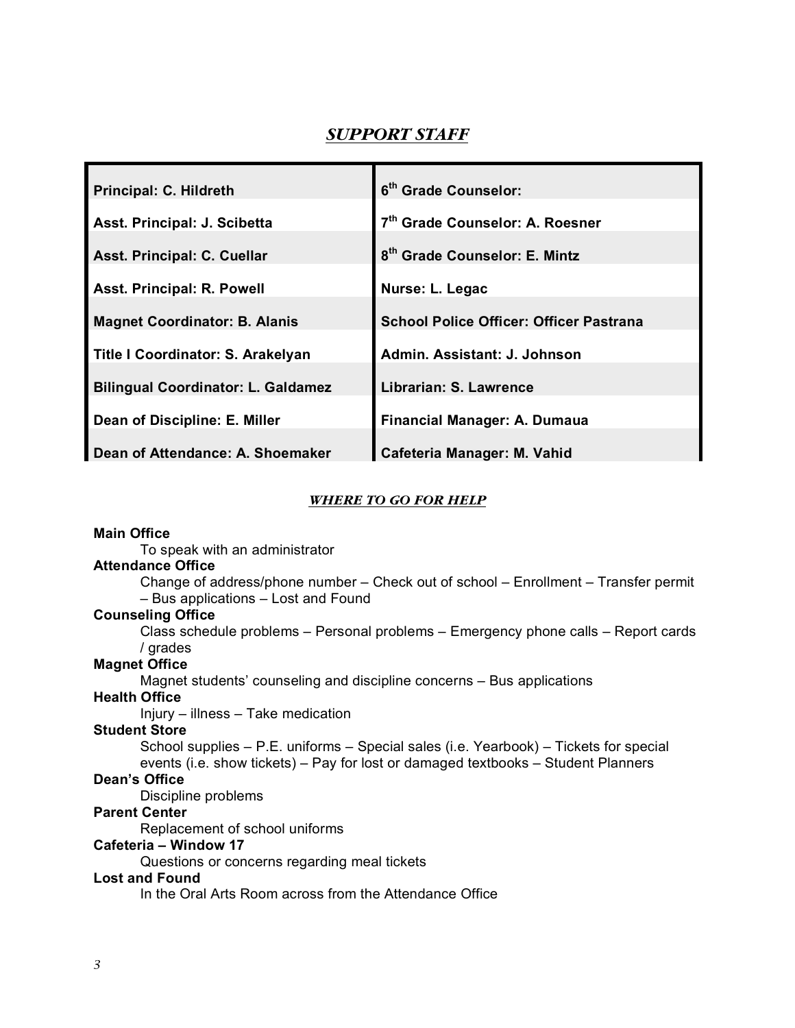## *SUPPORT STAFF*

| | |
|---|---|
| **Principal: C. Hildreth** | **6th Grade Counselor:** |
| **Asst. Principal: J. Scibetta** | **7th Grade Counselor: A. Roesner** |
| **Asst. Principal: C. Cuellar** | **8th Grade Counselor: E. Mintz** |
| **Asst. Principal: R. Powell** | **Nurse: L. Legac** |
| **Magnet Coordinator: B. Alanis** | **School Police Officer: Officer Pastrana** |
| **Title I Coordinator: S. Arakelyan** | **Admin. Assistant: J. Johnson** |
| **Bilingual Coordinator: L. Galdamez** | **Librarian: S. Lawrence** |
| **Dean of Discipline: E. Miller** | **Financial Manager: A. Dumaua** |
| **Dean of Attendance: A. Shoemaker** | **Cafeteria Manager: M. Vahid** |

### *WHERE TO GO FOR HELP*

**Main Office**
To speak with an administrator

**Attendance Office**
Change of address/phone number – Check out of school – Enrollment – Transfer permit – Bus applications – Lost and Found

**Counseling Office**
Class schedule problems – Personal problems – Emergency phone calls – Report cards / grades

**Magnet Office**
Magnet students' counseling and discipline concerns – Bus applications

**Health Office**
Injury – illness – Take medication

**Student Store**
School supplies – P.E. uniforms – Special sales (i.e. Yearbook) – Tickets for special events (i.e. show tickets) – Pay for lost or damaged textbooks – Student Planners

**Dean's Office**
Discipline problems

**Parent Center**
Replacement of school uniforms

**Cafeteria – Window 17**
Questions or concerns regarding meal tickets

**Lost and Found**
In the Oral Arts Room across from the Attendance Office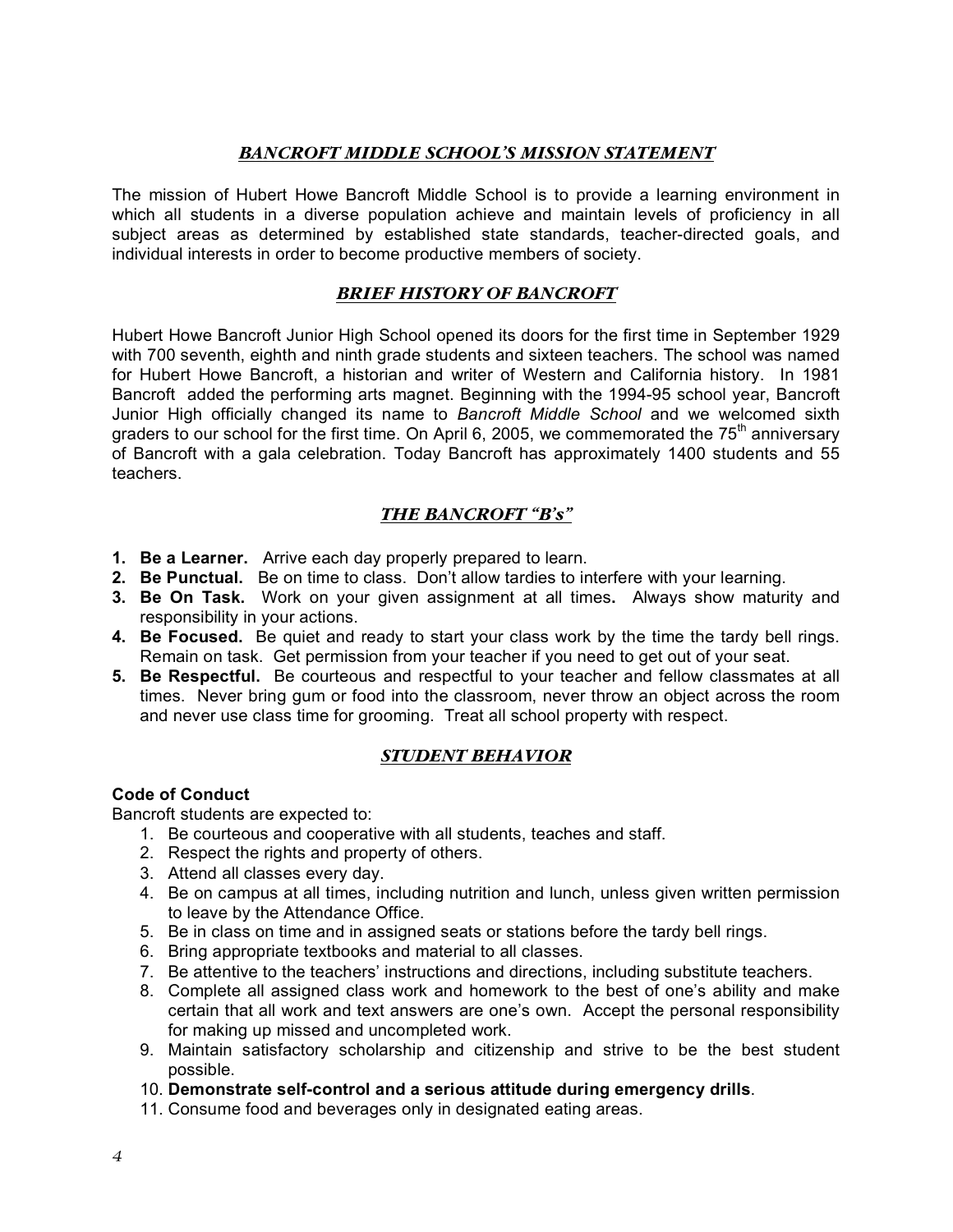## *BANCROFT MIDDLE SCHOOL'S MISSION STATEMENT*

The mission of Hubert Howe Bancroft Middle School is to provide a learning environment in which all students in a diverse population achieve and maintain levels of proficiency in all subject areas as determined by established state standards, teacher-directed goals, and individual interests in order to become productive members of society.

## *BRIEF HISTORY OF BANCROFT*

Hubert Howe Bancroft Junior High School opened its doors for the first time in September 1929 with 700 seventh, eighth and ninth grade students and sixteen teachers. The school was named for Hubert Howe Bancroft, a historian and writer of Western and California history. In 1981 Bancroft added the performing arts magnet. Beginning with the 1994-95 school year, Bancroft Junior High officially changed its name to *Bancroft Middle School* and we welcomed sixth graders to our school for the first time. On April 6, 2005, we commemorated the 75th anniversary of Bancroft with a gala celebration. Today Bancroft has approximately 1400 students and 55 teachers.

## *THE BANCROFT "B's"*

1. **Be a Learner.** Arrive each day properly prepared to learn.
2. **Be Punctual.** Be on time to class. Don't allow tardies to interfere with your learning.
3. **Be On Task.** Work on your given assignment at all times. Always show maturity and responsibility in your actions.
4. **Be Focused.** Be quiet and ready to start your class work by the time the tardy bell rings. Remain on task. Get permission from your teacher if you need to get out of your seat.
5. **Be Respectful.** Be courteous and respectful to your teacher and fellow classmates at all times. Never bring gum or food into the classroom, never throw an object across the room and never use class time for grooming. Treat all school property with respect.

## *STUDENT BEHAVIOR*

### Code of Conduct

Bancroft students are expected to:

1. Be courteous and cooperative with all students, teaches and staff.
2. Respect the rights and property of others.
3. Attend all classes every day.
4. Be on campus at all times, including nutrition and lunch, unless given written permission to leave by the Attendance Office.
5. Be in class on time and in assigned seats or stations before the tardy bell rings.
6. Bring appropriate textbooks and material to all classes.
7. Be attentive to the teachers' instructions and directions, including substitute teachers.
8. Complete all assigned class work and homework to the best of one's ability and make certain that all work and text answers are one's own. Accept the personal responsibility for making up missed and uncompleted work.
9. Maintain satisfactory scholarship and citizenship and strive to be the best student possible.
10. **Demonstrate self-control and a serious attitude during emergency drills**.
11. Consume food and beverages only in designated eating areas.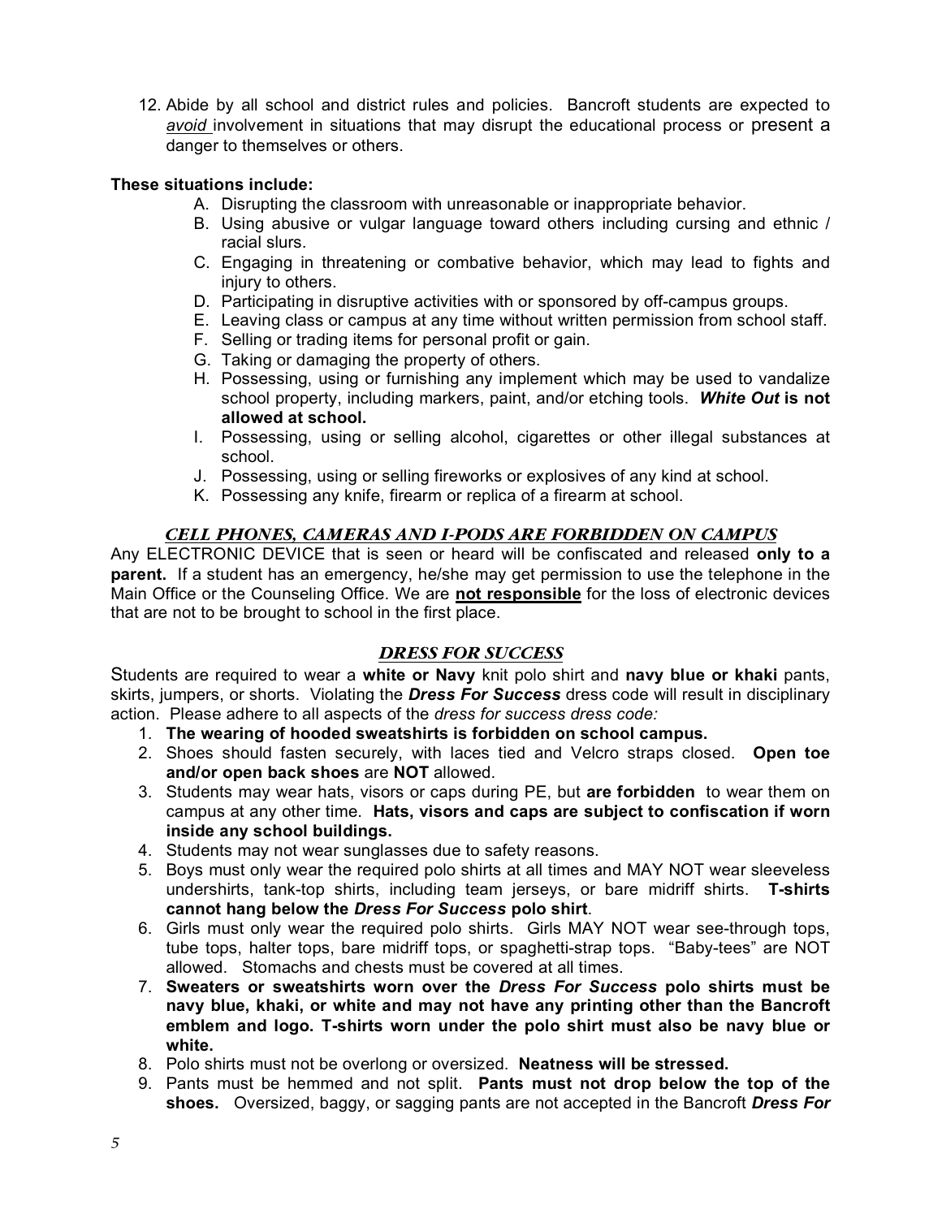12. Abide by all school and district rules and policies. Bancroft students are expected to *avoid* involvement in situations that may disrupt the educational process or present a danger to themselves or others.

**These situations include:**

A. Disrupting the classroom with unreasonable or inappropriate behavior.
B. Using abusive or vulgar language toward others including cursing and ethnic / racial slurs.
C. Engaging in threatening or combative behavior, which may lead to fights and injury to others.
D. Participating in disruptive activities with or sponsored by off-campus groups.
E. Leaving class or campus at any time without written permission from school staff.
F. Selling or trading items for personal profit or gain.
G. Taking or damaging the property of others.
H. Possessing, using or furnishing any implement which may be used to vandalize school property, including markers, paint, and/or etching tools. ***White Out* is not allowed at school.**
I. Possessing, using or selling alcohol, cigarettes or other illegal substances at school.
J. Possessing, using or selling fireworks or explosives of any kind at school.
K. Possessing any knife, firearm or replica of a firearm at school.

## *CELL PHONES, CAMERAS AND I-PODS ARE FORBIDDEN ON CAMPUS*

Any ELECTRONIC DEVICE that is seen or heard will be confiscated and released **only to a parent.** If a student has an emergency, he/she may get permission to use the telephone in the Main Office or the Counseling Office. We are **not responsible** for the loss of electronic devices that are not to be brought to school in the first place.

## *DRESS FOR SUCCESS*

Students are required to wear a **white or Navy** knit polo shirt and **navy blue or khaki** pants, skirts, jumpers, or shorts. Violating the ***Dress For Success*** dress code will result in disciplinary action. Please adhere to all aspects of the *dress for success dress code:*

1. **The wearing of hooded sweatshirts is forbidden on school campus.**
2. Shoes should fasten securely, with laces tied and Velcro straps closed. **Open toe and/or open back shoes** are **NOT** allowed.
3. Students may wear hats, visors or caps during PE, but **are forbidden** to wear them on campus at any other time. **Hats, visors and caps are subject to confiscation if worn inside any school buildings.**
4. Students may not wear sunglasses due to safety reasons.
5. Boys must only wear the required polo shirts at all times and MAY NOT wear sleeveless undershirts, tank-top shirts, including team jerseys, or bare midriff shirts. **T-shirts cannot hang below the *Dress For Success* polo shirt**.
6. Girls must only wear the required polo shirts. Girls MAY NOT wear see-through tops, tube tops, halter tops, bare midriff tops, or spaghetti-strap tops. "Baby-tees" are NOT allowed. Stomachs and chests must be covered at all times.
7. **Sweaters or sweatshirts worn over the *Dress For Success* polo shirts must be navy blue, khaki, or white and may not have any printing other than the Bancroft emblem and logo. T-shirts worn under the polo shirt must also be navy blue or white.**
8. Polo shirts must not be overlong or oversized. **Neatness will be stressed.**
9. Pants must be hemmed and not split. **Pants must not drop below the top of the shoes.** Oversized, baggy, or sagging pants are not accepted in the Bancroft ***Dress For***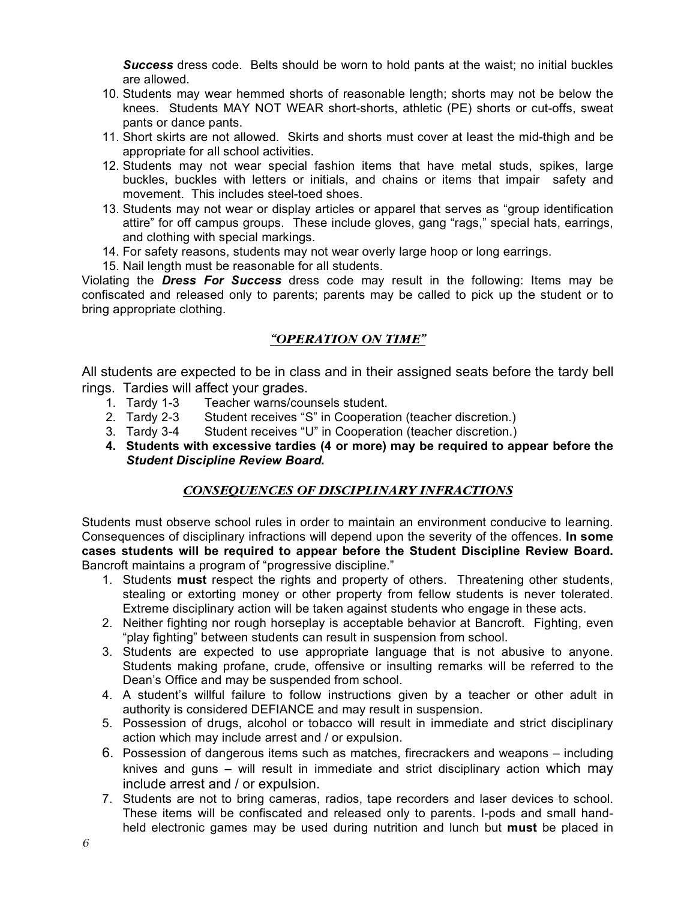***Success*** dress code. Belts should be worn to hold pants at the waist; no initial buckles are allowed.

10. Students may wear hemmed shorts of reasonable length; shorts may not be below the knees. Students MAY NOT WEAR short-shorts, athletic (PE) shorts or cut-offs, sweat pants or dance pants.
11. Short skirts are not allowed. Skirts and shorts must cover at least the mid-thigh and be appropriate for all school activities.
12. Students may not wear special fashion items that have metal studs, spikes, large buckles, buckles with letters or initials, and chains or items that impair safety and movement. This includes steel-toed shoes.
13. Students may not wear or display articles or apparel that serves as "group identification attire" for off campus groups. These include gloves, gang "rags," special hats, earrings, and clothing with special markings.
14. For safety reasons, students may not wear overly large hoop or long earrings.
15. Nail length must be reasonable for all students.

Violating the ***Dress For Success*** dress code may result in the following: Items may be confiscated and released only to parents; parents may be called to pick up the student or to bring appropriate clothing.

## *"OPERATION ON TIME"*

All students are expected to be in class and in their assigned seats before the tardy bell rings. Tardies will affect your grades.

1. Tardy 1-3 Teacher warns/counsels student.
2. Tardy 2-3 Student receives "S" in Cooperation (teacher discretion.)
3. Tardy 3-4 Student receives "U" in Cooperation (teacher discretion.)
4. **Students with excessive tardies (4 or more) may be required to appear before the *Student Discipline Review Board.***

## *CONSEQUENCES OF DISCIPLINARY INFRACTIONS*

Students must observe school rules in order to maintain an environment conducive to learning. Consequences of disciplinary infractions will depend upon the severity of the offences. **In some cases students will be required to appear before the Student Discipline Review Board.** Bancroft maintains a program of "progressive discipline."

1. Students **must** respect the rights and property of others. Threatening other students, stealing or extorting money or other property from fellow students is never tolerated. Extreme disciplinary action will be taken against students who engage in these acts.
2. Neither fighting nor rough horseplay is acceptable behavior at Bancroft. Fighting, even "play fighting" between students can result in suspension from school.
3. Students are expected to use appropriate language that is not abusive to anyone. Students making profane, crude, offensive or insulting remarks will be referred to the Dean's Office and may be suspended from school.
4. A student's willful failure to follow instructions given by a teacher or other adult in authority is considered DEFIANCE and may result in suspension.
5. Possession of drugs, alcohol or tobacco will result in immediate and strict disciplinary action which may include arrest and / or expulsion.
6. Possession of dangerous items such as matches, firecrackers and weapons – including knives and guns – will result in immediate and strict disciplinary action which may include arrest and / or expulsion.
7. Students are not to bring cameras, radios, tape recorders and laser devices to school. These items will be confiscated and released only to parents. I-pods and small hand-held electronic games may be used during nutrition and lunch but **must** be placed in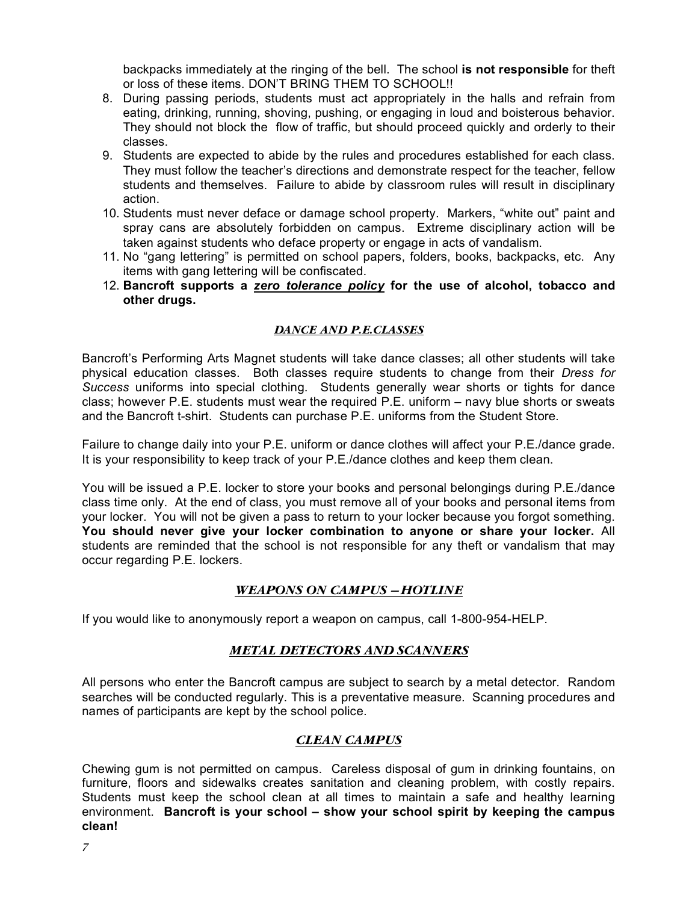backpacks immediately at the ringing of the bell. The school **is not responsible** for theft or loss of these items. DON'T BRING THEM TO SCHOOL!!

8. During passing periods, students must act appropriately in the halls and refrain from eating, drinking, running, shoving, pushing, or engaging in loud and boisterous behavior. They should not block the flow of traffic, but should proceed quickly and orderly to their classes.
9. Students are expected to abide by the rules and procedures established for each class. They must follow the teacher's directions and demonstrate respect for the teacher, fellow students and themselves. Failure to abide by classroom rules will result in disciplinary action.
10. Students must never deface or damage school property. Markers, "white out" paint and spray cans are absolutely forbidden on campus. Extreme disciplinary action will be taken against students who deface property or engage in acts of vandalism.
11. No "gang lettering" is permitted on school papers, folders, books, backpacks, etc. Any items with gang lettering will be confiscated.
12. **Bancroft supports a *zero tolerance policy* for the use of alcohol, tobacco and other drugs.**

## *DANCE AND P.E.CLASSES*

Bancroft's Performing Arts Magnet students will take dance classes; all other students will take physical education classes. Both classes require students to change from their *Dress for Success* uniforms into special clothing. Students generally wear shorts or tights for dance class; however P.E. students must wear the required P.E. uniform – navy blue shorts or sweats and the Bancroft t-shirt. Students can purchase P.E. uniforms from the Student Store.

Failure to change daily into your P.E. uniform or dance clothes will affect your P.E./dance grade. It is your responsibility to keep track of your P.E./dance clothes and keep them clean.

You will be issued a P.E. locker to store your books and personal belongings during P.E./dance class time only. At the end of class, you must remove all of your books and personal items from your locker. You will not be given a pass to return to your locker because you forgot something. **You should never give your locker combination to anyone or share your locker.** All students are reminded that the school is not responsible for any theft or vandalism that may occur regarding P.E. lockers.

## *WEAPONS ON CAMPUS – HOTLINE*

If you would like to anonymously report a weapon on campus, call 1-800-954-HELP.

## *METAL DETECTORS AND SCANNERS*

All persons who enter the Bancroft campus are subject to search by a metal detector. Random searches will be conducted regularly. This is a preventative measure. Scanning procedures and names of participants are kept by the school police.

## *CLEAN CAMPUS*

Chewing gum is not permitted on campus. Careless disposal of gum in drinking fountains, on furniture, floors and sidewalks creates sanitation and cleaning problem, with costly repairs. Students must keep the school clean at all times to maintain a safe and healthy learning environment. **Bancroft is your school – show your school spirit by keeping the campus clean!**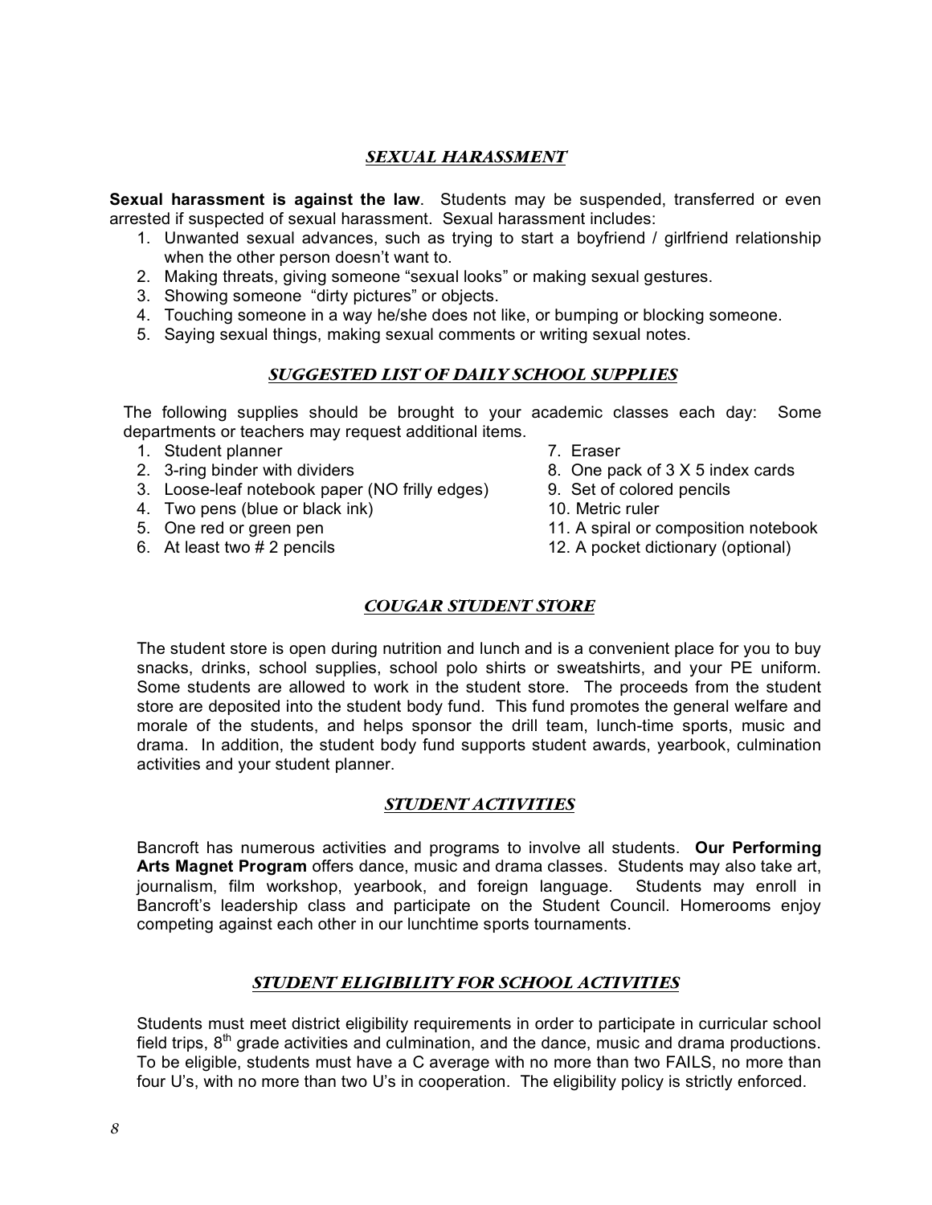## *SEXUAL HARASSMENT*

**Sexual harassment is against the law**. Students may be suspended, transferred or even arrested if suspected of sexual harassment. Sexual harassment includes:

1. Unwanted sexual advances, such as trying to start a boyfriend / girlfriend relationship when the other person doesn't want to.
2. Making threats, giving someone "sexual looks" or making sexual gestures.
3. Showing someone "dirty pictures" or objects.
4. Touching someone in a way he/she does not like, or bumping or blocking someone.
5. Saying sexual things, making sexual comments or writing sexual notes.

## *SUGGESTED LIST OF DAILY SCHOOL SUPPLIES*

The following supplies should be brought to your academic classes each day: Some departments or teachers may request additional items.

1. Student planner
2. 3-ring binder with dividers
3. Loose-leaf notebook paper (NO frilly edges)
4. Two pens (blue or black ink)
5. One red or green pen
6. At least two # 2 pencils
7. Eraser
8. One pack of 3 X 5 index cards
9. Set of colored pencils
10. Metric ruler
11. A spiral or composition notebook
12. A pocket dictionary (optional)

## *COUGAR STUDENT STORE*

The student store is open during nutrition and lunch and is a convenient place for you to buy snacks, drinks, school supplies, school polo shirts or sweatshirts, and your PE uniform. Some students are allowed to work in the student store. The proceeds from the student store are deposited into the student body fund. This fund promotes the general welfare and morale of the students, and helps sponsor the drill team, lunch-time sports, music and drama. In addition, the student body fund supports student awards, yearbook, culmination activities and your student planner.

## *STUDENT ACTIVITIES*

Bancroft has numerous activities and programs to involve all students. **Our Performing Arts Magnet Program** offers dance, music and drama classes. Students may also take art, journalism, film workshop, yearbook, and foreign language. Students may enroll in Bancroft's leadership class and participate on the Student Council. Homerooms enjoy competing against each other in our lunchtime sports tournaments.

## *STUDENT ELIGIBILITY FOR SCHOOL ACTIVITIES*

Students must meet district eligibility requirements in order to participate in curricular school field trips, 8th grade activities and culmination, and the dance, music and drama productions. To be eligible, students must have a C average with no more than two FAILS, no more than four U's, with no more than two U's in cooperation. The eligibility policy is strictly enforced.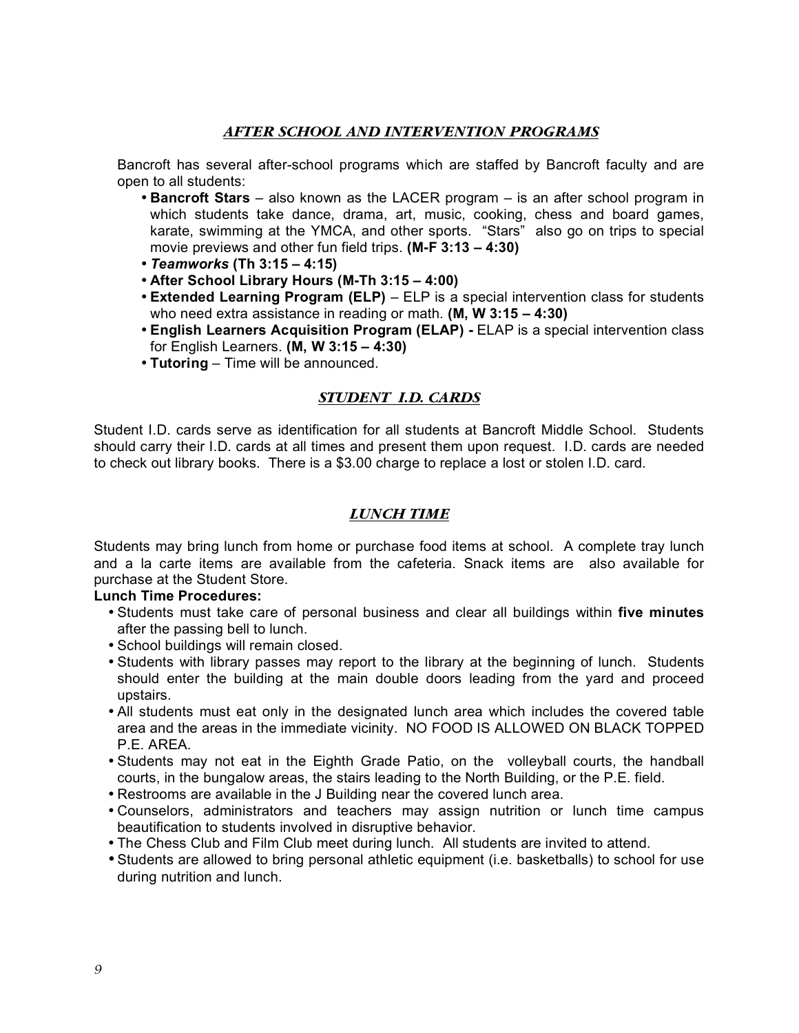## *AFTER SCHOOL AND INTERVENTION PROGRAMS*

Bancroft has several after-school programs which are staffed by Bancroft faculty and are open to all students:

- **Bancroft Stars** – also known as the LACER program – is an after school program in which students take dance, drama, art, music, cooking, chess and board games, karate, swimming at the YMCA, and other sports. "Stars" also go on trips to special movie previews and other fun field trips. **(M-F 3:13 – 4:30)**
- ***Teamworks* (Th 3:15 – 4:15)**
- **After School Library Hours (M-Th 3:15 – 4:00)**
- **Extended Learning Program (ELP)** – ELP is a special intervention class for students who need extra assistance in reading or math. **(M, W 3:15 – 4:30)**
- **English Learners Acquisition Program (ELAP) -** ELAP is a special intervention class for English Learners. **(M, W 3:15 – 4:30)**
- **Tutoring** – Time will be announced.

## *STUDENT I.D. CARDS*

Student I.D. cards serve as identification for all students at Bancroft Middle School. Students should carry their I.D. cards at all times and present them upon request. I.D. cards are needed to check out library books. There is a $3.00 charge to replace a lost or stolen I.D. card.

## *LUNCH TIME*

Students may bring lunch from home or purchase food items at school. A complete tray lunch and a la carte items are available from the cafeteria. Snack items are also available for purchase at the Student Store.

**Lunch Time Procedures:**

- Students must take care of personal business and clear all buildings within **five minutes** after the passing bell to lunch.
- School buildings will remain closed.
- Students with library passes may report to the library at the beginning of lunch. Students should enter the building at the main double doors leading from the yard and proceed upstairs.
- All students must eat only in the designated lunch area which includes the covered table area and the areas in the immediate vicinity. NO FOOD IS ALLOWED ON BLACK TOPPED P.E. AREA.
- Students may not eat in the Eighth Grade Patio, on the volleyball courts, the handball courts, in the bungalow areas, the stairs leading to the North Building, or the P.E. field.
- Restrooms are available in the J Building near the covered lunch area.
- Counselors, administrators and teachers may assign nutrition or lunch time campus beautification to students involved in disruptive behavior.
- The Chess Club and Film Club meet during lunch. All students are invited to attend.
- Students are allowed to bring personal athletic equipment (i.e. basketballs) to school for use during nutrition and lunch.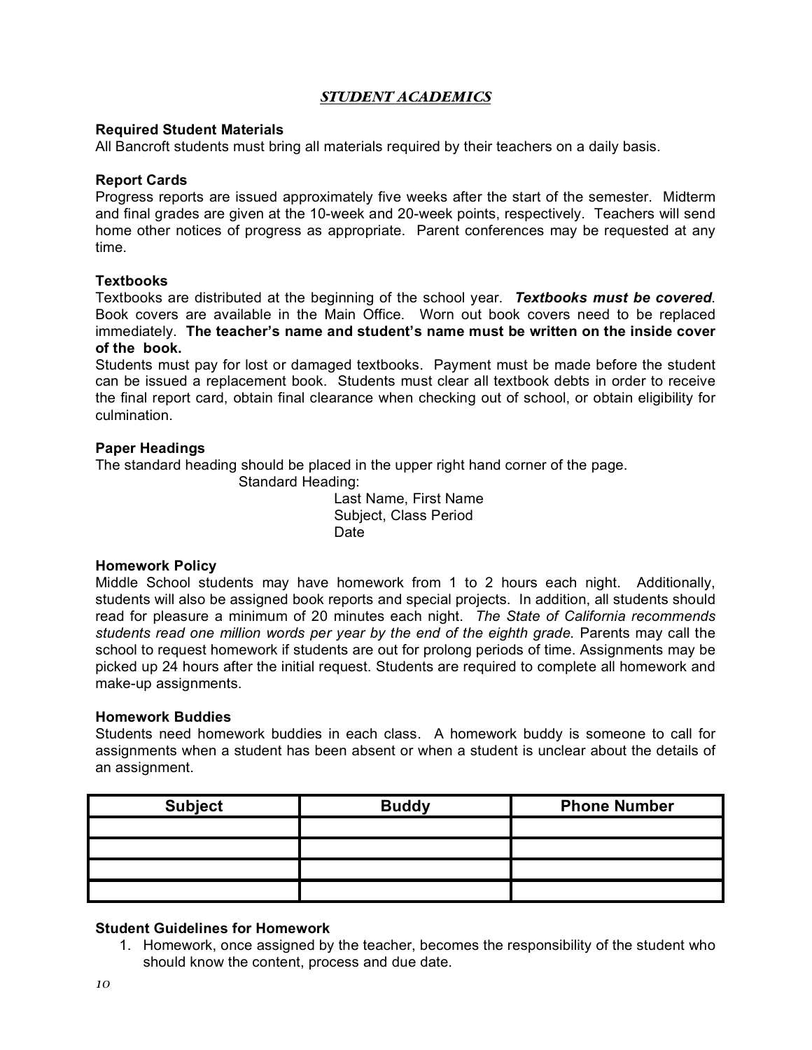## ***STUDENT ACADEMICS***

### Required Student Materials

All Bancroft students must bring all materials required by their teachers on a daily basis.

### Report Cards

Progress reports are issued approximately five weeks after the start of the semester. Midterm and final grades are given at the 10-week and 20-week points, respectively. Teachers will send home other notices of progress as appropriate. Parent conferences may be requested at any time.

### Textbooks

Textbooks are distributed at the beginning of the school year. ***Textbooks must be covered***. Book covers are available in the Main Office. Worn out book covers need to be replaced immediately. **The teacher's name and student's name must be written on the inside cover of the book.**

Students must pay for lost or damaged textbooks. Payment must be made before the student can be issued a replacement book. Students must clear all textbook debts in order to receive the final report card, obtain final clearance when checking out of school, or obtain eligibility for culmination.

### Paper Headings

The standard heading should be placed in the upper right hand corner of the page.

Standard Heading:

Last Name, First Name
Subject, Class Period
Date

### Homework Policy

Middle School students may have homework from 1 to 2 hours each night. Additionally, students will also be assigned book reports and special projects. In addition, all students should read for pleasure a minimum of 20 minutes each night. *The State of California recommends students read one million words per year by the end of the eighth grade.* Parents may call the school to request homework if students are out for prolong periods of time. Assignments may be picked up 24 hours after the initial request. Students are required to complete all homework and make-up assignments.

### Homework Buddies

Students need homework buddies in each class. A homework buddy is someone to call for assignments when a student has been absent or when a student is unclear about the details of an assignment.

| Subject | Buddy | Phone Number |
|---|---|---|
| | | |
| | | |
| | | |
| | | |

### Student Guidelines for Homework

1. Homework, once assigned by the teacher, becomes the responsibility of the student who should know the content, process and due date.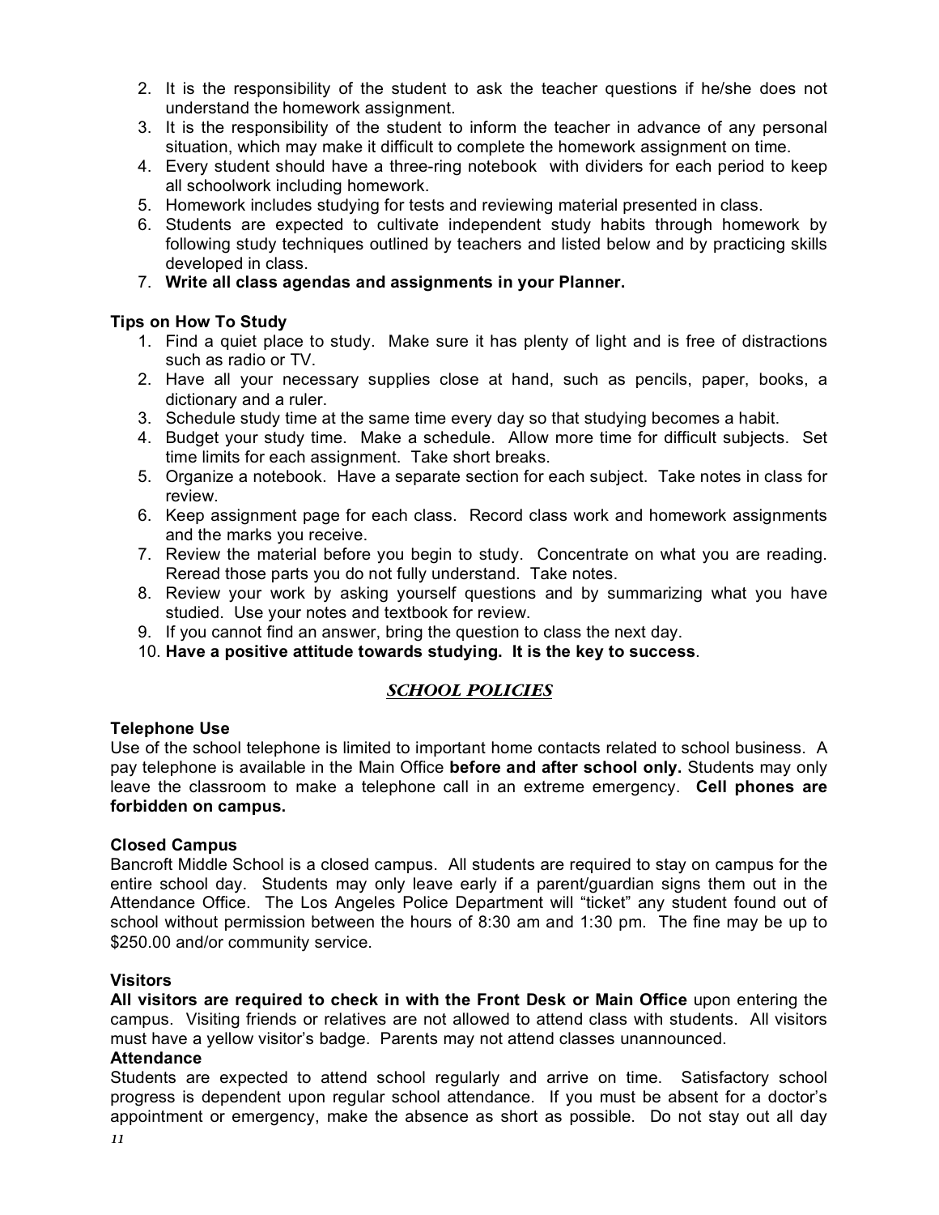2. It is the responsibility of the student to ask the teacher questions if he/she does not understand the homework assignment.
3. It is the responsibility of the student to inform the teacher in advance of any personal situation, which may make it difficult to complete the homework assignment on time.
4. Every student should have a three-ring notebook with dividers for each period to keep all schoolwork including homework.
5. Homework includes studying for tests and reviewing material presented in class.
6. Students are expected to cultivate independent study habits through homework by following study techniques outlined by teachers and listed below and by practicing skills developed in class.
7. **Write all class agendas and assignments in your Planner.**

**Tips on How To Study**

1. Find a quiet place to study. Make sure it has plenty of light and is free of distractions such as radio or TV.
2. Have all your necessary supplies close at hand, such as pencils, paper, books, a dictionary and a ruler.
3. Schedule study time at the same time every day so that studying becomes a habit.
4. Budget your study time. Make a schedule. Allow more time for difficult subjects. Set time limits for each assignment. Take short breaks.
5. Organize a notebook. Have a separate section for each subject. Take notes in class for review.
6. Keep assignment page for each class. Record class work and homework assignments and the marks you receive.
7. Review the material before you begin to study. Concentrate on what you are reading. Reread those parts you do not fully understand. Take notes.
8. Review your work by asking yourself questions and by summarizing what you have studied. Use your notes and textbook for review.
9. If you cannot find an answer, bring the question to class the next day.
10. **Have a positive attitude towards studying. It is the key to success**.

## *SCHOOL POLICIES*

**Telephone Use**

Use of the school telephone is limited to important home contacts related to school business. A pay telephone is available in the Main Office **before and after school only.** Students may only leave the classroom to make a telephone call in an extreme emergency. **Cell phones are forbidden on campus.**

**Closed Campus**

Bancroft Middle School is a closed campus. All students are required to stay on campus for the entire school day. Students may only leave early if a parent/guardian signs them out in the Attendance Office. The Los Angeles Police Department will "ticket" any student found out of school without permission between the hours of 8:30 am and 1:30 pm. The fine may be up to $250.00 and/or community service.

**Visitors**

**All visitors are required to check in with the Front Desk or Main Office** upon entering the campus. Visiting friends or relatives are not allowed to attend class with students. All visitors must have a yellow visitor's badge. Parents may not attend classes unannounced.

**Attendance**

Students are expected to attend school regularly and arrive on time. Satisfactory school progress is dependent upon regular school attendance. If you must be absent for a doctor's appointment or emergency, make the absence as short as possible. Do not stay out all day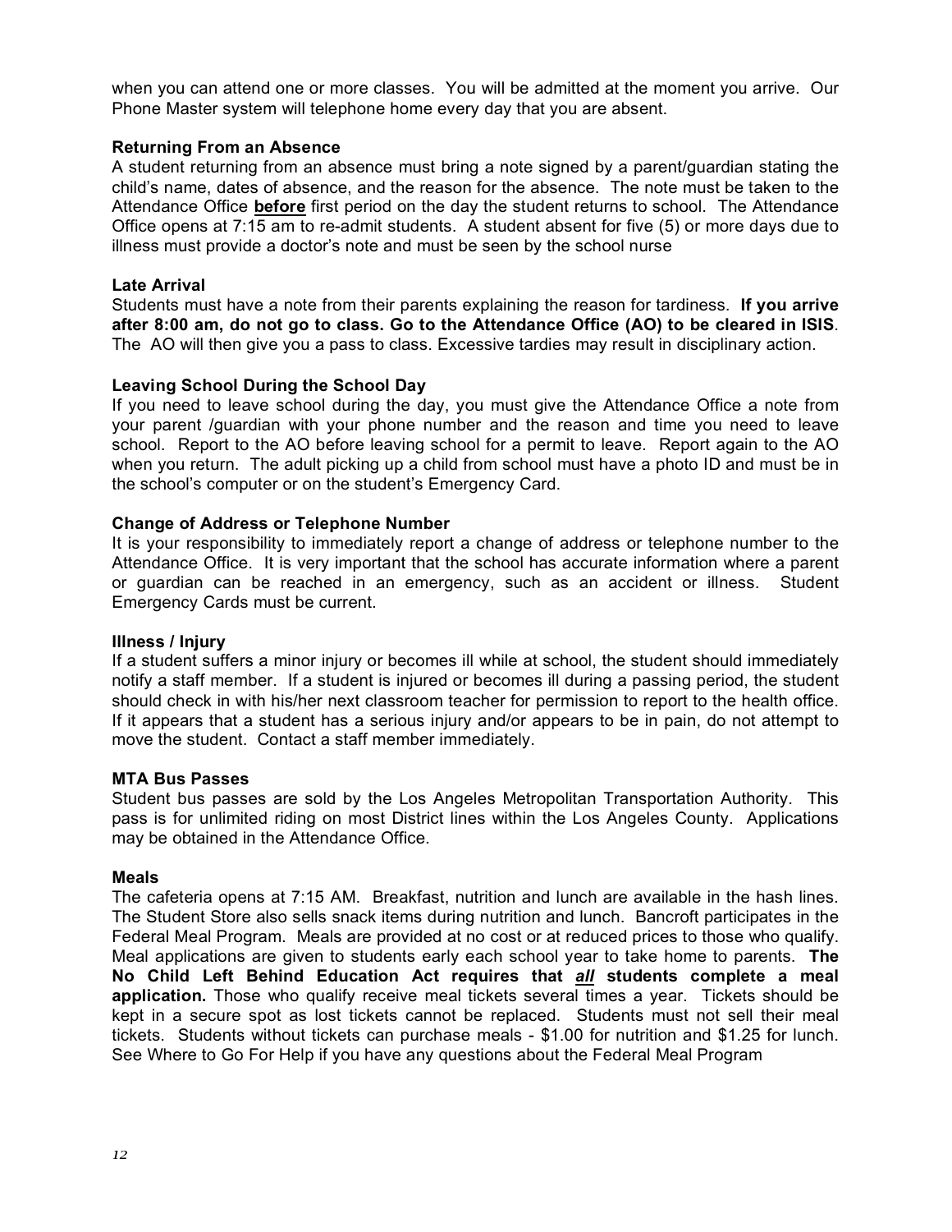when you can attend one or more classes. You will be admitted at the moment you arrive. Our Phone Master system will telephone home every day that you are absent.

### Returning From an Absence

A student returning from an absence must bring a note signed by a parent/guardian stating the child's name, dates of absence, and the reason for the absence. The note must be taken to the Attendance Office **before** first period on the day the student returns to school. The Attendance Office opens at 7:15 am to re-admit students. A student absent for five (5) or more days due to illness must provide a doctor's note and must be seen by the school nurse

### Late Arrival

Students must have a note from their parents explaining the reason for tardiness. **If you arrive after 8:00 am, do not go to class. Go to the Attendance Office (AO) to be cleared in ISIS**. The AO will then give you a pass to class. Excessive tardies may result in disciplinary action.

### Leaving School During the School Day

If you need to leave school during the day, you must give the Attendance Office a note from your parent /guardian with your phone number and the reason and time you need to leave school. Report to the AO before leaving school for a permit to leave. Report again to the AO when you return. The adult picking up a child from school must have a photo ID and must be in the school's computer or on the student's Emergency Card.

### Change of Address or Telephone Number

It is your responsibility to immediately report a change of address or telephone number to the Attendance Office. It is very important that the school has accurate information where a parent or guardian can be reached in an emergency, such as an accident or illness. Student Emergency Cards must be current.

### Illness / Injury

If a student suffers a minor injury or becomes ill while at school, the student should immediately notify a staff member. If a student is injured or becomes ill during a passing period, the student should check in with his/her next classroom teacher for permission to report to the health office. If it appears that a student has a serious injury and/or appears to be in pain, do not attempt to move the student. Contact a staff member immediately.

### MTA Bus Passes

Student bus passes are sold by the Los Angeles Metropolitan Transportation Authority. This pass is for unlimited riding on most District lines within the Los Angeles County. Applications may be obtained in the Attendance Office.

### Meals

The cafeteria opens at 7:15 AM. Breakfast, nutrition and lunch are available in the hash lines. The Student Store also sells snack items during nutrition and lunch. Bancroft participates in the Federal Meal Program. Meals are provided at no cost or at reduced prices to those who qualify. Meal applications are given to students early each school year to take home to parents. **The No Child Left Behind Education Act requires that *all* students complete a meal application.** Those who qualify receive meal tickets several times a year. Tickets should be kept in a secure spot as lost tickets cannot be replaced. Students must not sell their meal tickets. Students without tickets can purchase meals - $1.00 for nutrition and $1.25 for lunch. See Where to Go For Help if you have any questions about the Federal Meal Program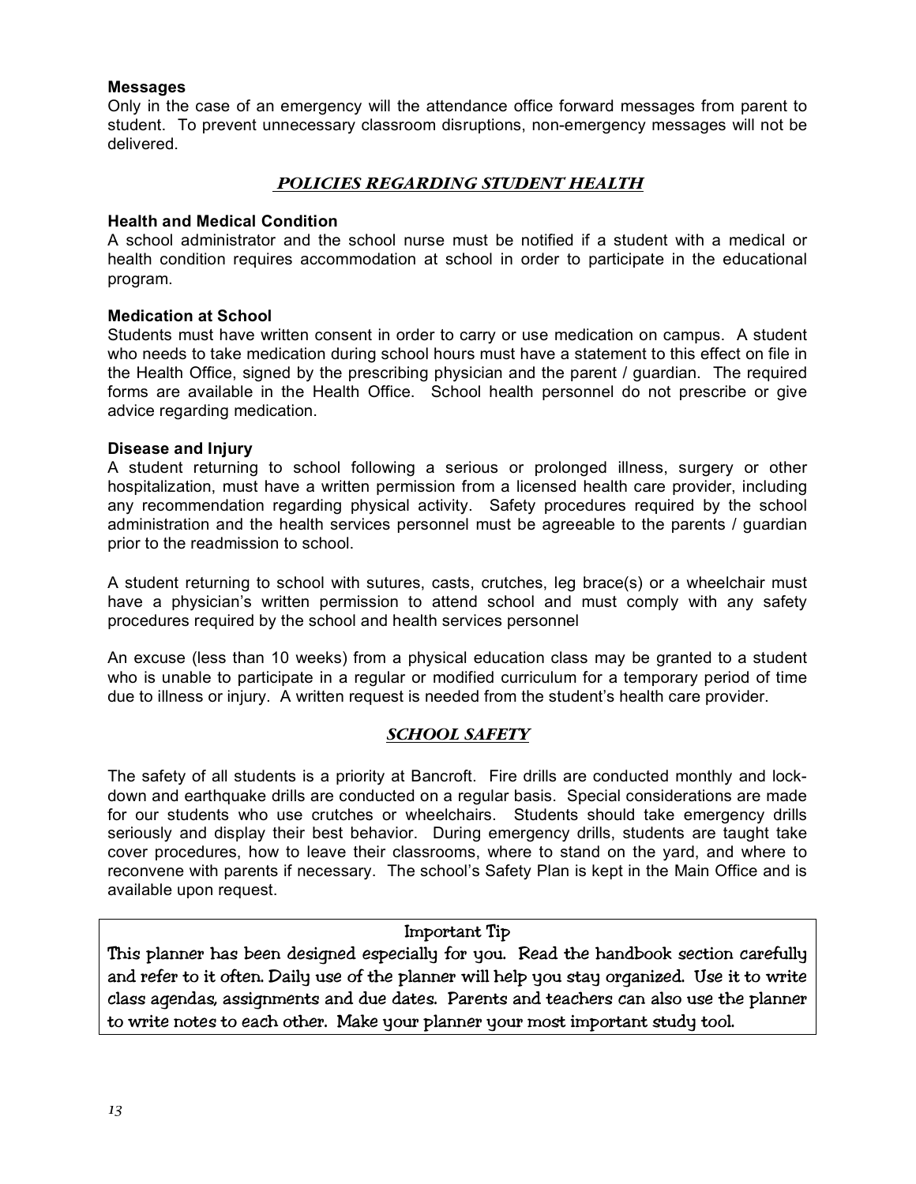**Messages**

Only in the case of an emergency will the attendance office forward messages from parent to student. To prevent unnecessary classroom disruptions, non-emergency messages will not be delivered.

## *POLICIES REGARDING STUDENT HEALTH*

**Health and Medical Condition**

A school administrator and the school nurse must be notified if a student with a medical or health condition requires accommodation at school in order to participate in the educational program.

**Medication at School**

Students must have written consent in order to carry or use medication on campus. A student who needs to take medication during school hours must have a statement to this effect on file in the Health Office, signed by the prescribing physician and the parent / guardian. The required forms are available in the Health Office. School health personnel do not prescribe or give advice regarding medication.

**Disease and Injury**

A student returning to school following a serious or prolonged illness, surgery or other hospitalization, must have a written permission from a licensed health care provider, including any recommendation regarding physical activity. Safety procedures required by the school administration and the health services personnel must be agreeable to the parents / guardian prior to the readmission to school.

A student returning to school with sutures, casts, crutches, leg brace(s) or a wheelchair must have a physician's written permission to attend school and must comply with any safety procedures required by the school and health services personnel

An excuse (less than 10 weeks) from a physical education class may be granted to a student who is unable to participate in a regular or modified curriculum for a temporary period of time due to illness or injury. A written request is needed from the student's health care provider.

## *SCHOOL SAFETY*

The safety of all students is a priority at Bancroft. Fire drills are conducted monthly and lock-down and earthquake drills are conducted on a regular basis. Special considerations are made for our students who use crutches or wheelchairs. Students should take emergency drills seriously and display their best behavior. During emergency drills, students are taught take cover procedures, how to leave their classrooms, where to stand on the yard, and where to reconvene with parents if necessary. The school's Safety Plan is kept in the Main Office and is available upon request.

> **Important Tip**
>
> This planner has been designed especially for you. Read the handbook section carefully and refer to it often. Daily use of the planner will help you stay organized. Use it to write class agendas, assignments and due dates. Parents and teachers can also use the planner to write notes to each other. Make your planner your most important study tool.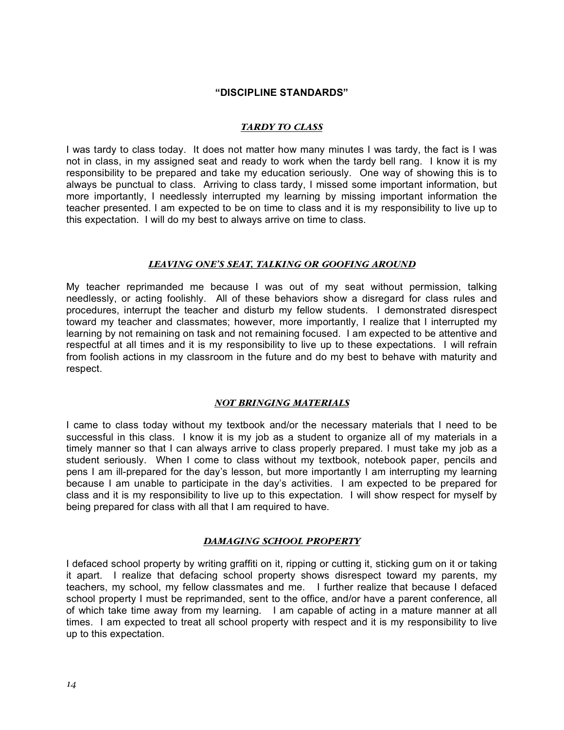## "DISCIPLINE STANDARDS"

### *TARDY TO CLASS*

I was tardy to class today. It does not matter how many minutes I was tardy, the fact is I was not in class, in my assigned seat and ready to work when the tardy bell rang. I know it is my responsibility to be prepared and take my education seriously. One way of showing this is to always be punctual to class. Arriving to class tardy, I missed some important information, but more importantly, I needlessly interrupted my learning by missing important information the teacher presented. I am expected to be on time to class and it is my responsibility to live up to this expectation. I will do my best to always arrive on time to class.

### *LEAVING ONE'S SEAT, TALKING OR GOOFING AROUND*

My teacher reprimanded me because I was out of my seat without permission, talking needlessly, or acting foolishly. All of these behaviors show a disregard for class rules and procedures, interrupt the teacher and disturb my fellow students. I demonstrated disrespect toward my teacher and classmates; however, more importantly, I realize that I interrupted my learning by not remaining on task and not remaining focused. I am expected to be attentive and respectful at all times and it is my responsibility to live up to these expectations. I will refrain from foolish actions in my classroom in the future and do my best to behave with maturity and respect.

### *NOT BRINGING MATERIALS*

I came to class today without my textbook and/or the necessary materials that I need to be successful in this class. I know it is my job as a student to organize all of my materials in a timely manner so that I can always arrive to class properly prepared. I must take my job as a student seriously. When I come to class without my textbook, notebook paper, pencils and pens I am ill-prepared for the day's lesson, but more importantly I am interrupting my learning because I am unable to participate in the day's activities. I am expected to be prepared for class and it is my responsibility to live up to this expectation. I will show respect for myself by being prepared for class with all that I am required to have.

### *DAMAGING SCHOOL PROPERTY*

I defaced school property by writing graffiti on it, ripping or cutting it, sticking gum on it or taking it apart. I realize that defacing school property shows disrespect toward my parents, my teachers, my school, my fellow classmates and me. I further realize that because I defaced school property I must be reprimanded, sent to the office, and/or have a parent conference, all of which take time away from my learning. I am capable of acting in a mature manner at all times. I am expected to treat all school property with respect and it is my responsibility to live up to this expectation.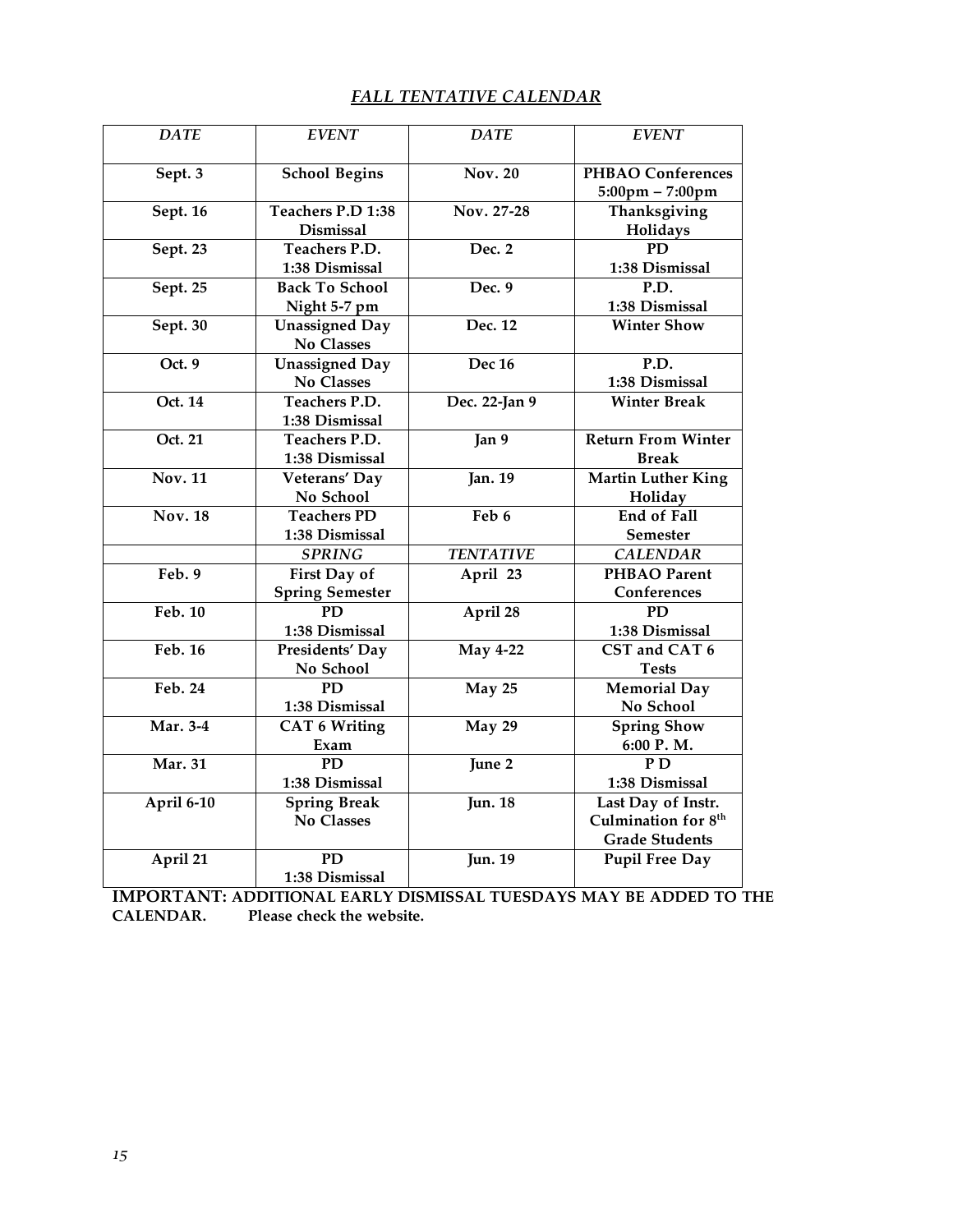## *FALL TENTATIVE CALENDAR*

| *DATE* | *EVENT* | *DATE* | *EVENT* |
|---|---|---|---|
| **Sept. 3** | **School Begins** | **Nov. 20** | **PHBAO Conferences 5:00pm – 7:00pm** |
| **Sept. 16** | **Teachers P.D 1:38 Dismissal** | **Nov. 27-28** | **Thanksgiving Holidays** |
| **Sept. 23** | **Teachers P.D. 1:38 Dismissal** | **Dec. 2** | **PD 1:38 Dismissal** |
| **Sept. 25** | **Back To School Night 5-7 pm** | **Dec. 9** | **P.D. 1:38 Dismissal** |
| **Sept. 30** | **Unassigned Day No Classes** | **Dec. 12** | **Winter Show** |
| **Oct. 9** | **Unassigned Day No Classes** | **Dec 16** | **P.D. 1:38 Dismissal** |
| **Oct. 14** | **Teachers P.D. 1:38 Dismissal** | **Dec. 22-Jan 9** | **Winter Break** |
| **Oct. 21** | **Teachers P.D. 1:38 Dismissal** | **Jan 9** | **Return From Winter Break** |
| **Nov. 11** | **Veterans' Day No School** | **Jan. 19** | **Martin Luther King Holiday** |
| **Nov. 18** | **Teachers PD 1:38 Dismissal** | **Feb 6** | **End of Fall Semester** |
| | ***SPRING*** | ***TENTATIVE*** | ***CALENDAR*** |
| **Feb. 9** | **First Day of Spring Semester** | **April 23** | **PHBAO Parent Conferences** |
| **Feb. 10** | **PD 1:38 Dismissal** | **April 28** | **PD 1:38 Dismissal** |
| **Feb. 16** | **Presidents' Day No School** | **May 4-22** | **CST and CAT 6 Tests** |
| **Feb. 24** | **PD 1:38 Dismissal** | **May 25** | **Memorial Day No School** |
| **Mar. 3-4** | **CAT 6 Writing Exam** | **May 29** | **Spring Show 6:00 P. M.** |
| **Mar. 31** | **PD 1:38 Dismissal** | **June 2** | **P D 1:38 Dismissal** |
| **April 6-10** | **Spring Break No Classes** | **Jun. 18** | **Last Day of Instr. Culmination for 8th Grade Students** |
| **April 21** | **PD 1:38 Dismissal** | **Jun. 19** | **Pupil Free Day** |

**IMPORTANT: ADDITIONAL EARLY DISMISSAL TUESDAYS MAY BE ADDED TO THE CALENDAR. Please check the website.**